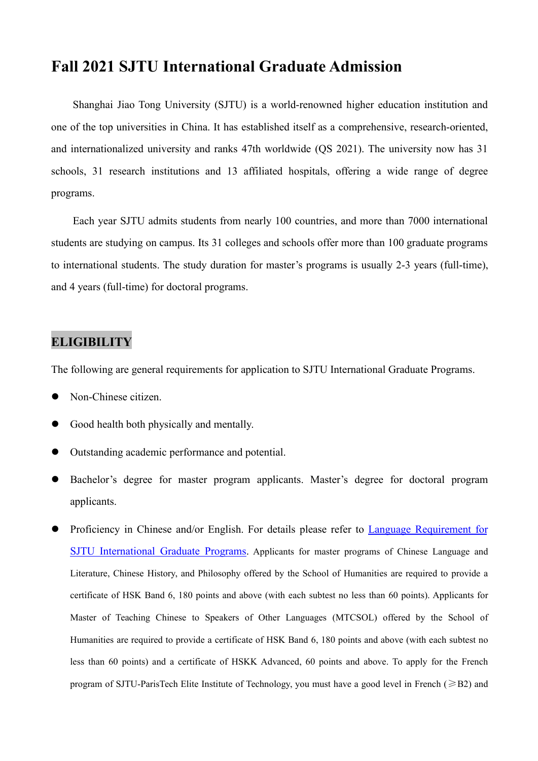# Fall 2021 SJTU International Graduate Admission

Shanghai Jiao Tong University (SJTU) is a world-renowned higher education institution and one of the top universities in China. It has established itself as a comprehensive, research-oriented, and internationalized university and ranks 47th worldwide (QS 2021). The university now has 31 schools, 31 research institutions and 13 affiliated hospitals, offering a wide range of degree programs.

Each year SJTU admits students from nearly 100 countries, and more than 7000 international students are studying on campus. Its 31 colleges and schools offer more than 100 graduate programs to international students. The study duration for master's programs is usually 2-3 years (full-time), and 4 years (full-time) for doctoral programs.

## ELIGIBILITY

The following are general requirements for application to SJTU International Graduate Programs.

- Non-Chinese citizen.
- Good health both physically and mentally.
- Outstanding academic performance and potential.
- Bachelor's degree for master program applicants. Master's degree for doctoral program applicants.
- Proficiency in Chinese and/or English. For details please refer to [Language Requirement for SJTU International Graduate Programs](). Applicants for master programs of Chinese Language and Literature, Chinese History, and Philosophy offered by the School of Humanities are required to provide a certificate of HSK Band 6, 180 points and above (with each subtest no less than 60 points). Applicants for Master of Teaching Chinese to Speakers of Other Languages (MTCSOL) offered by the School of Humanities are required to provide a certificate of HSK Band 6, 180 points and above (with each subtest no less than 60 points) and a certificate of HSKK Advanced, 60 points and above. To apply for the French program of SJTU-ParisTech Elite Institute of Technology, you must have a good level in French (⩾B2) and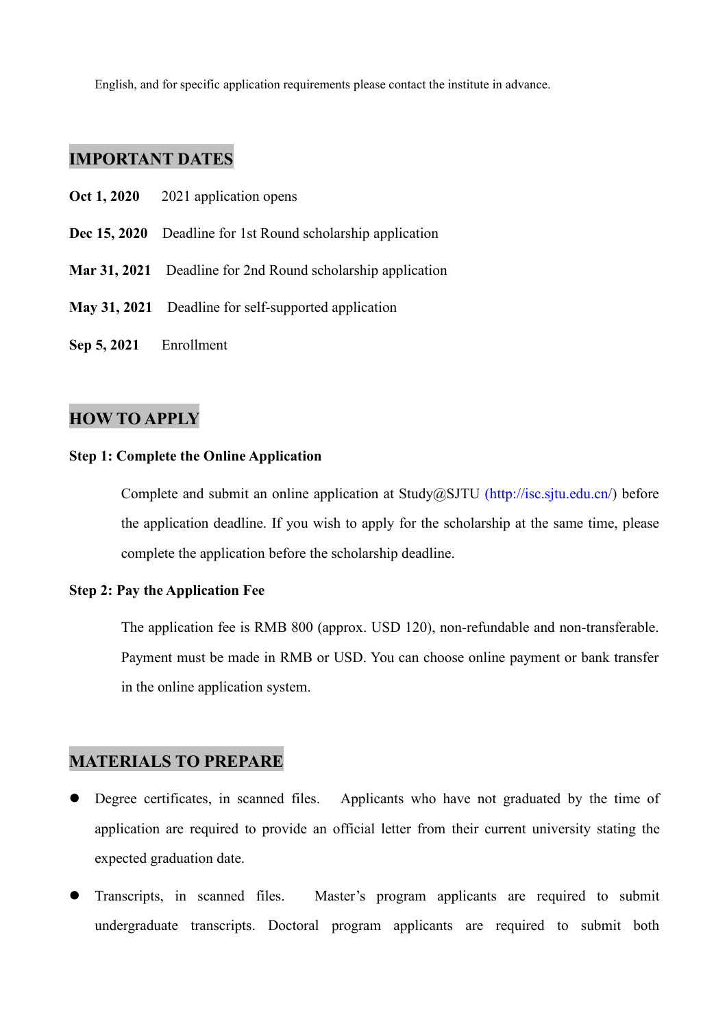English, and for specific application requirements please contact the institute in advance.

## IMPORTANT DATES

**Oct 1, 2020** 2021 application opens

**Dec 15, 2020** Deadline for 1st Round scholarship application

**Mar 31, 2021** Deadline for 2nd Round scholarship application

**May 31, 2021** Deadline for self-supported application

**Sep 5, 2021** Enrollment

## HOW TO APPLY

**Step 1: Complete the Online Application**

Complete and submit an online application at Study@SJTU (http://isc.sjtu.edu.cn/) before the application deadline. If you wish to apply for the scholarship at the same time, please complete the application before the scholarship deadline.

**Step 2: Pay the Application Fee**

The application fee is RMB 800 (approx. USD 120), non-refundable and non-transferable. Payment must be made in RMB or USD. You can choose online payment or bank transfer in the online application system.

## MATERIALS TO PREPARE

- Degree certificates, in scanned files. Applicants who have not graduated by the time of application are required to provide an official letter from their current university stating the expected graduation date.
- Transcripts, in scanned files. Master's program applicants are required to submit undergraduate transcripts. Doctoral program applicants are required to submit both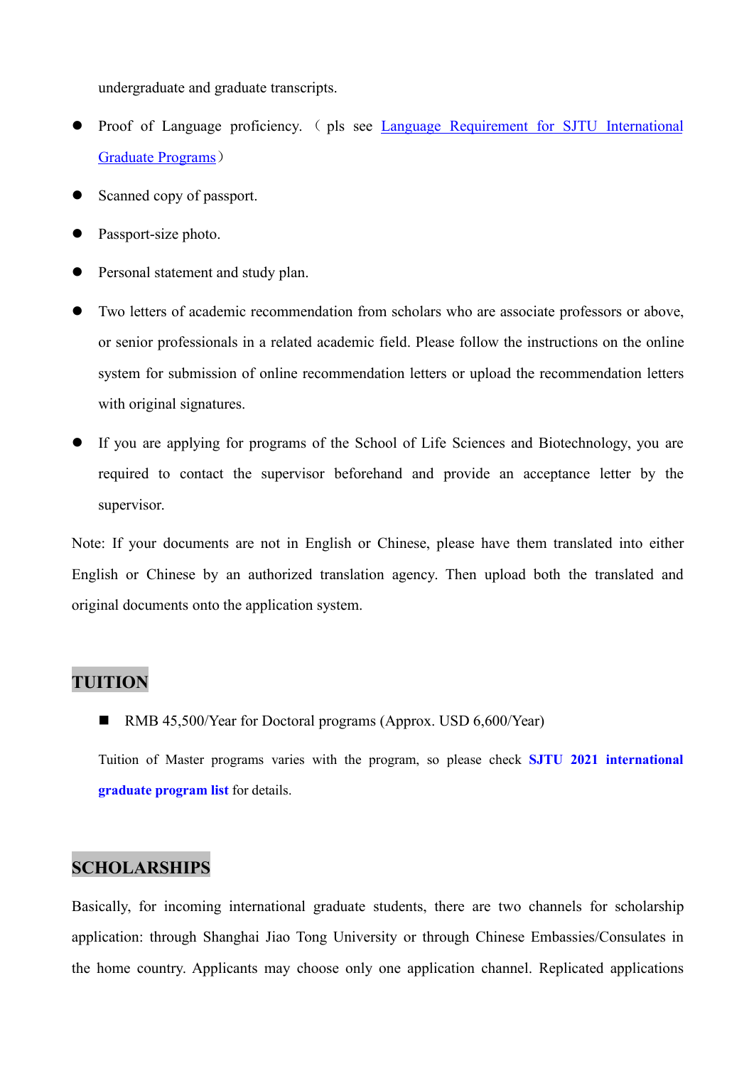undergraduate and graduate transcripts.

- Proof of Language proficiency. （pls see Language Requirement for SJTU International Graduate Programs）
- Scanned copy of passport.
- Passport-size photo.
- Personal statement and study plan.
- Two letters of academic recommendation from scholars who are associate professors or above, or senior professionals in a related academic field. Please follow the instructions on the online system for submission of online recommendation letters or upload the recommendation letters with original signatures.
- If you are applying for programs of the School of Life Sciences and Biotechnology, you are required to contact the supervisor beforehand and provide an acceptance letter by the supervisor.

Note: If your documents are not in English or Chinese, please have them translated into either English or Chinese by an authorized translation agency. Then upload both the translated and original documents onto the application system.

## TUITION

- RMB 45,500/Year for Doctoral programs (Approx. USD 6,600/Year)

Tuition of Master programs varies with the program, so please check **SJTU 2021 international graduate program list** for details.

## SCHOLARSHIPS

Basically, for incoming international graduate students, there are two channels for scholarship application: through Shanghai Jiao Tong University or through Chinese Embassies/Consulates in the home country. Applicants may choose only one application channel. Replicated applications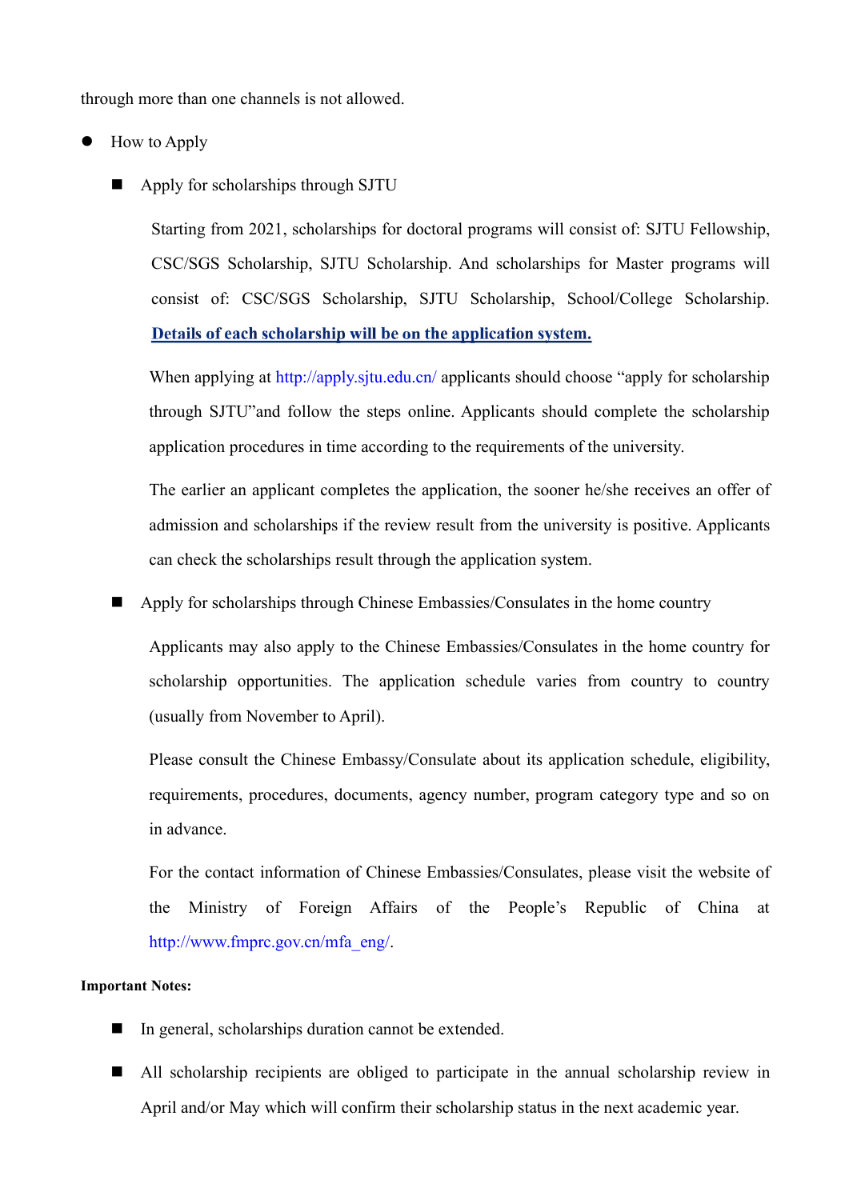through more than one channels is not allowed.

- How to Apply

  - Apply for scholarships through SJTU

    Starting from 2021, scholarships for doctoral programs will consist of: SJTU Fellowship, CSC/SGS Scholarship, SJTU Scholarship. And scholarships for Master programs will consist of: CSC/SGS Scholarship, SJTU Scholarship, School/College Scholarship. **Details of each scholarship will be on the application system.**

    When applying at http://apply.sjtu.edu.cn/ applicants should choose "apply for scholarship through SJTU"and follow the steps online. Applicants should complete the scholarship application procedures in time according to the requirements of the university.

    The earlier an applicant completes the application, the sooner he/she receives an offer of admission and scholarships if the review result from the university is positive. Applicants can check the scholarships result through the application system.

  - Apply for scholarships through Chinese Embassies/Consulates in the home country

    Applicants may also apply to the Chinese Embassies/Consulates in the home country for scholarship opportunities. The application schedule varies from country to country (usually from November to April).

    Please consult the Chinese Embassy/Consulate about its application schedule, eligibility, requirements, procedures, documents, agency number, program category type and so on in advance.

    For the contact information of Chinese Embassies/Consulates, please visit the website of the Ministry of Foreign Affairs of the People's Republic of China at http://www.fmprc.gov.cn/mfa_eng/.

**Important Notes:**

- In general, scholarships duration cannot be extended.
- All scholarship recipients are obliged to participate in the annual scholarship review in April and/or May which will confirm their scholarship status in the next academic year.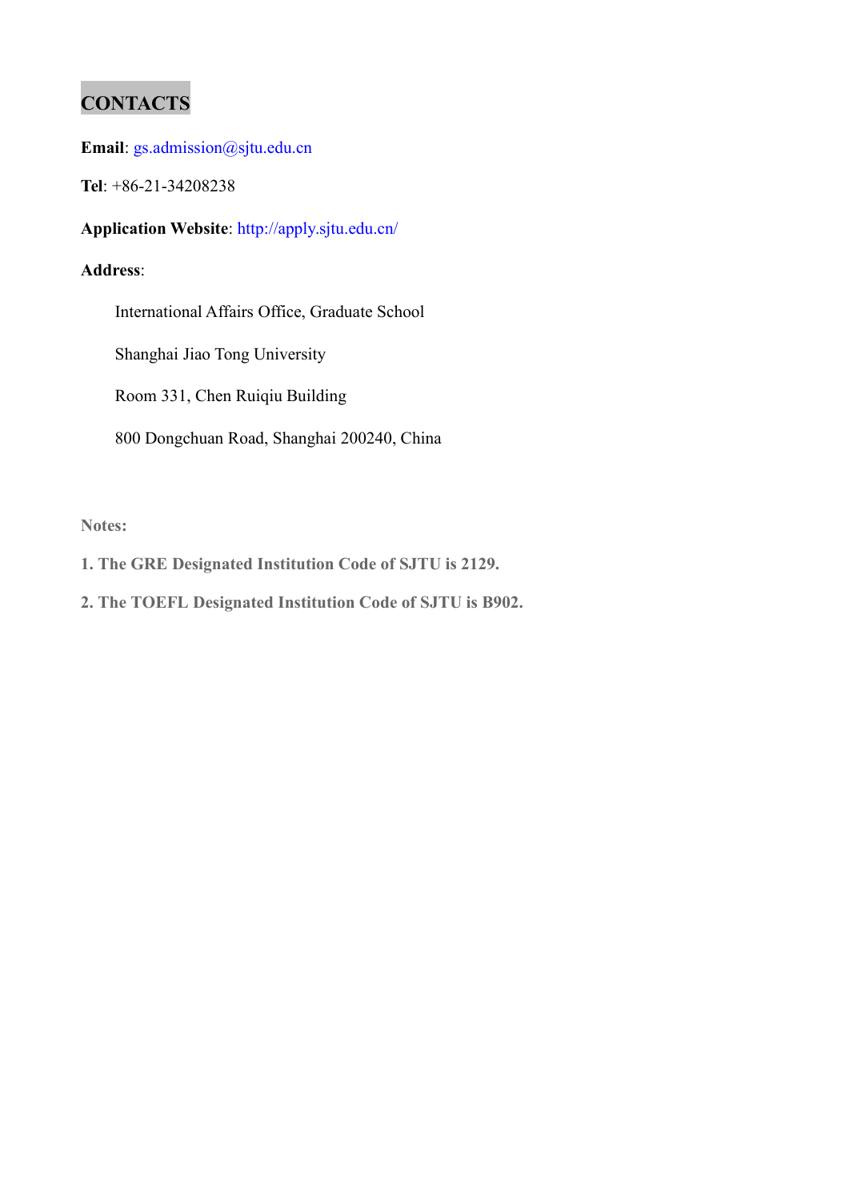## CONTACTS

**Email**: gs.admission@sjtu.edu.cn

**Tel**: +86-21-34208238

**Application Website**: http://apply.sjtu.edu.cn/

**Address**:

International Affairs Office, Graduate School

Shanghai Jiao Tong University

Room 331, Chen Ruiqiu Building

800 Dongchuan Road, Shanghai 200240, China

**Notes:**

**1. The GRE Designated Institution Code of SJTU is 2129.**

**2. The TOEFL Designated Institution Code of SJTU is B902.**